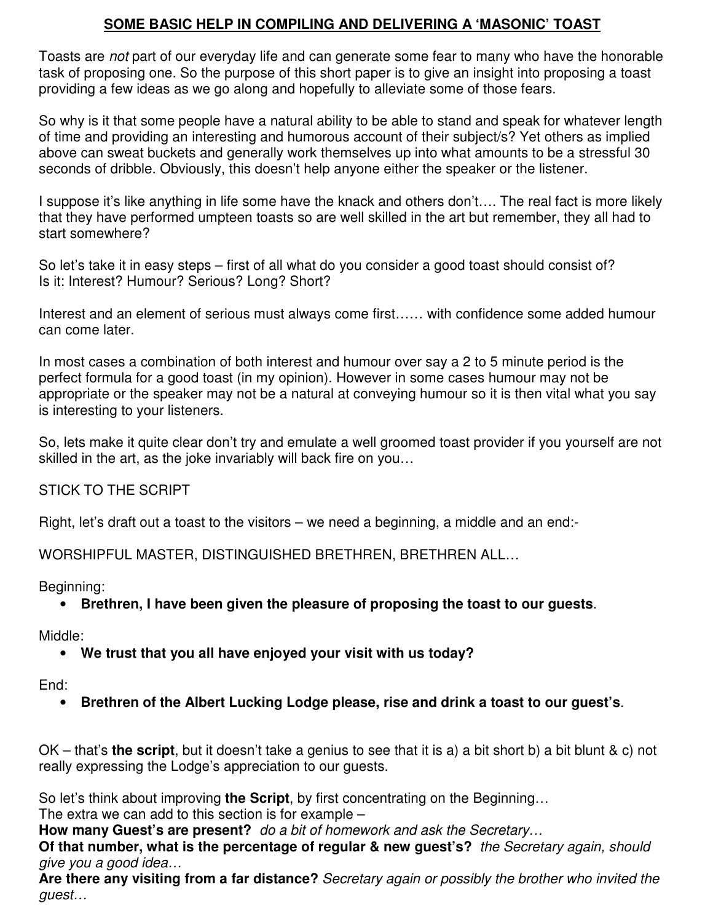## SOME BASIC HELP IN COMPILING AND DELIVERING A 'MASONIC' TOAST

Toasts are *not* part of our everyday life and can generate some fear to many who have the honorable task of proposing one. So the purpose of this short paper is to give an insight into proposing a toast providing a few ideas as we go along and hopefully to alleviate some of those fears.

So why is it that some people have a natural ability to be able to stand and speak for whatever length of time and providing an interesting and humorous account of their subject/s? Yet others as implied above can sweat buckets and generally work themselves up into what amounts to be a stressful 30 seconds of dribble. Obviously, this doesn't help anyone either the speaker or the listener.

I suppose it's like anything in life some have the knack and others don't…. The real fact is more likely that they have performed umpteen toasts so are well skilled in the art but remember, they all had to start somewhere?

So let's take it in easy steps – first of all what do you consider a good toast should consist of?
Is it: Interest? Humour? Serious? Long? Short?

Interest and an element of serious must always come first…… with confidence some added humour can come later.

In most cases a combination of both interest and humour over say a 2 to 5 minute period is the perfect formula for a good toast (in my opinion). However in some cases humour may not be appropriate or the speaker may not be a natural at conveying humour so it is then vital what you say is interesting to your listeners.

So, lets make it quite clear don't try and emulate a well groomed toast provider if you yourself are not skilled in the art, as the joke invariably will back fire on you…

STICK TO THE SCRIPT

Right, let's draft out a toast to the visitors – we need a beginning, a middle and an end:-

WORSHIPFUL MASTER, DISTINGUISHED BRETHREN, BRETHREN ALL…

Beginning:

- **Brethren, I have been given the pleasure of proposing the toast to our guests**.

Middle:

- **We trust that you all have enjoyed your visit with us today?**

End:

- **Brethren of the Albert Lucking Lodge please, rise and drink a toast to our guest's**.

OK – that's **the script**, but it doesn't take a genius to see that it is a) a bit short b) a bit blunt & c) not really expressing the Lodge's appreciation to our guests.

So let's think about improving **the Script**, by first concentrating on the Beginning…
The extra we can add to this section is for example –
**How many Guest's are present?** *do a bit of homework and ask the Secretary…*
**Of that number, what is the percentage of regular & new guest's?** *the Secretary again, should give you a good idea…*
**Are there any visiting from a far distance?** *Secretary again or possibly the brother who invited the guest…*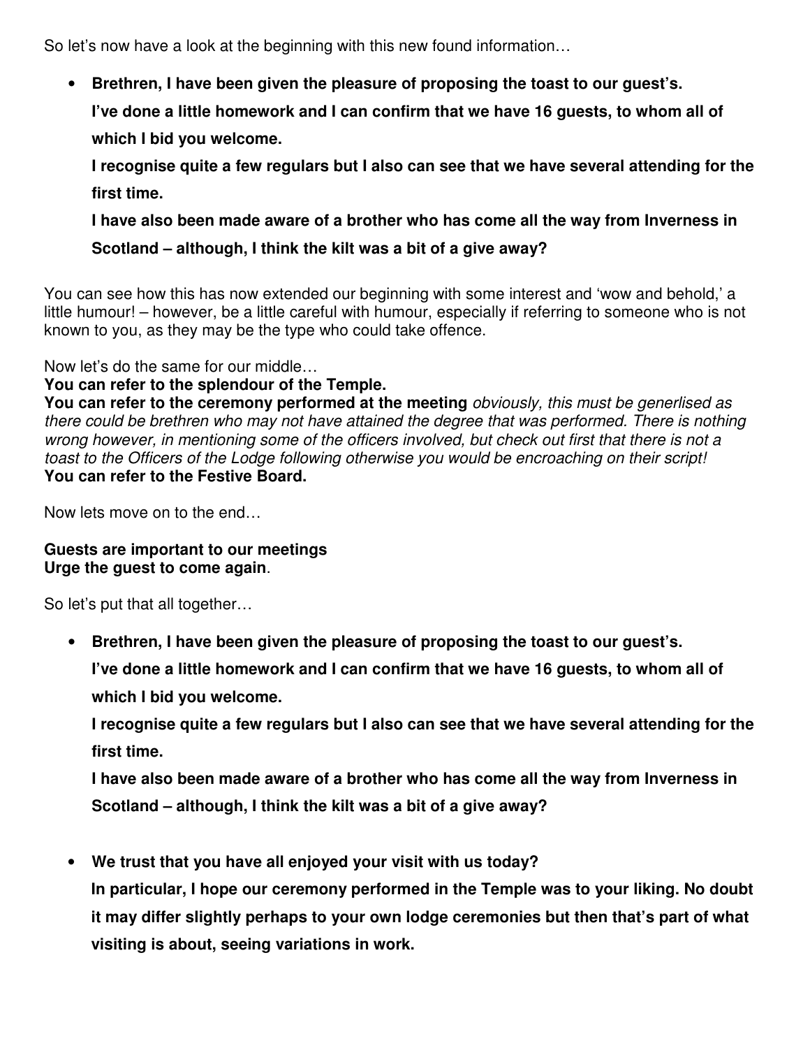So let's now have a look at the beginning with this new found information…

- **Brethren, I have been given the pleasure of proposing the toast to our guest's.**
  **I've done a little homework and I can confirm that we have 16 guests, to whom all of which I bid you welcome.**
  **I recognise quite a few regulars but I also can see that we have several attending for the first time.**
  **I have also been made aware of a brother who has come all the way from Inverness in Scotland – although, I think the kilt was a bit of a give away?**

You can see how this has now extended our beginning with some interest and 'wow and behold,' a little humour! – however, be a little careful with humour, especially if referring to someone who is not known to you, as they may be the type who could take offence.

Now let's do the same for our middle…
**You can refer to the splendour of the Temple.**
**You can refer to the ceremony performed at the meeting** *obviously, this must be generlised as there could be brethren who may not have attained the degree that was performed. There is nothing wrong however, in mentioning some of the officers involved, but check out first that there is not a toast to the Officers of the Lodge following otherwise you would be encroaching on their script!*
**You can refer to the Festive Board.**

Now lets move on to the end…

**Guests are important to our meetings**
**Urge the guest to come again**.

So let's put that all together…

- **Brethren, I have been given the pleasure of proposing the toast to our guest's.**
  **I've done a little homework and I can confirm that we have 16 guests, to whom all of which I bid you welcome.**
  **I recognise quite a few regulars but I also can see that we have several attending for the first time.**
  **I have also been made aware of a brother who has come all the way from Inverness in Scotland – although, I think the kilt was a bit of a give away?**

- **We trust that you have all enjoyed your visit with us today?**
  **In particular, I hope our ceremony performed in the Temple was to your liking. No doubt it may differ slightly perhaps to your own lodge ceremonies but then that's part of what visiting is about, seeing variations in work.**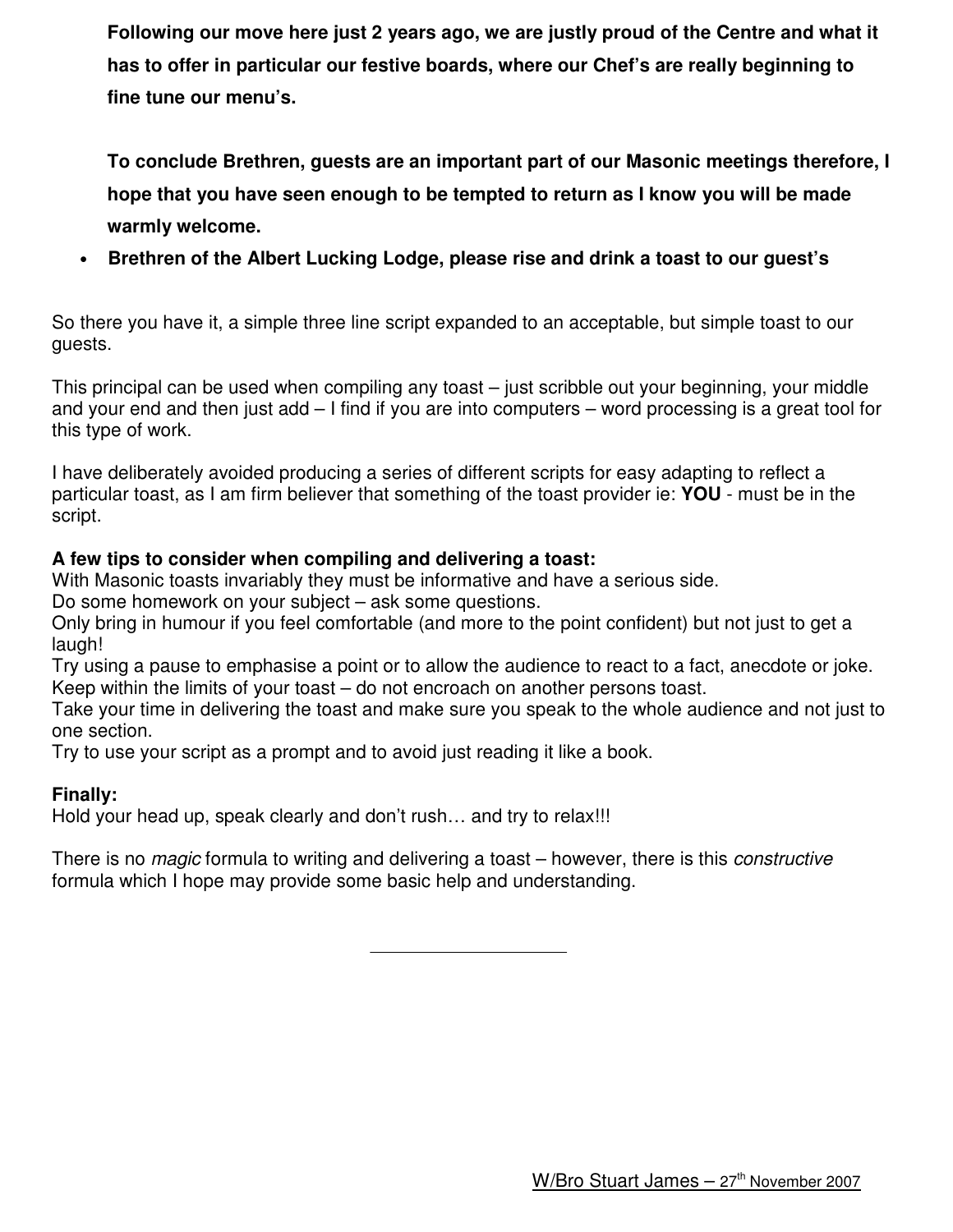**Following our move here just 2 years ago, we are justly proud of the Centre and what it has to offer in particular our festive boards, where our Chef's are really beginning to fine tune our menu's.**

**To conclude Brethren, guests are an important part of our Masonic meetings therefore, I hope that you have seen enough to be tempted to return as I know you will be made warmly welcome.**

- **Brethren of the Albert Lucking Lodge, please rise and drink a toast to our guest's**

So there you have it, a simple three line script expanded to an acceptable, but simple toast to our guests.

This principal can be used when compiling any toast – just scribble out your beginning, your middle and your end and then just add – I find if you are into computers – word processing is a great tool for this type of work.

I have deliberately avoided producing a series of different scripts for easy adapting to reflect a particular toast, as I am firm believer that something of the toast provider ie: **YOU** - must be in the script.

**A few tips to consider when compiling and delivering a toast:**
With Masonic toasts invariably they must be informative and have a serious side.
Do some homework on your subject – ask some questions.
Only bring in humour if you feel comfortable (and more to the point confident) but not just to get a laugh!
Try using a pause to emphasise a point or to allow the audience to react to a fact, anecdote or joke.
Keep within the limits of your toast – do not encroach on another persons toast.
Take your time in delivering the toast and make sure you speak to the whole audience and not just to one section.
Try to use your script as a prompt and to avoid just reading it like a book.

**Finally:**
Hold your head up, speak clearly and don't rush… and try to relax!!!

There is no *magic* formula to writing and delivering a toast – however, there is this *constructive* formula which I hope may provide some basic help and understanding.

---

W/Bro Stuart James – 27th November 2007